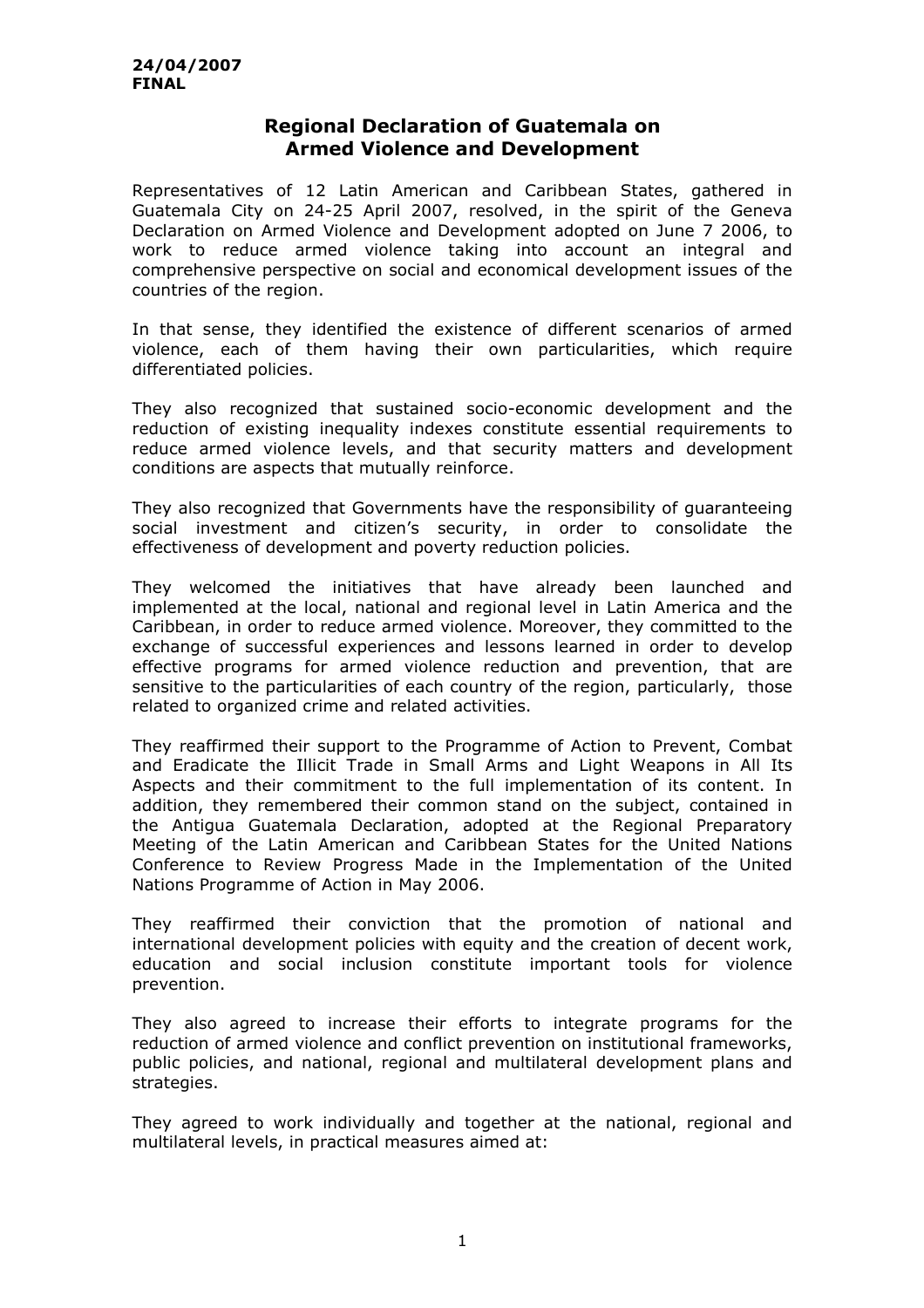**24/04/2007**
**FINAL**

# Regional Declaration of Guatemala on Armed Violence and Development

Representatives of 12 Latin American and Caribbean States, gathered in Guatemala City on 24-25 April 2007, resolved, in the spirit of the Geneva Declaration on Armed Violence and Development adopted on June 7 2006, to work to reduce armed violence taking into account an integral and comprehensive perspective on social and economical development issues of the countries of the region.

In that sense, they identified the existence of different scenarios of armed violence, each of them having their own particularities, which require differentiated policies.

They also recognized that sustained socio-economic development and the reduction of existing inequality indexes constitute essential requirements to reduce armed violence levels, and that security matters and development conditions are aspects that mutually reinforce.

They also recognized that Governments have the responsibility of guaranteeing social investment and citizen's security, in order to consolidate the effectiveness of development and poverty reduction policies.

They welcomed the initiatives that have already been launched and implemented at the local, national and regional level in Latin America and the Caribbean, in order to reduce armed violence. Moreover, they committed to the exchange of successful experiences and lessons learned in order to develop effective programs for armed violence reduction and prevention, that are sensitive to the particularities of each country of the region, particularly, those related to organized crime and related activities.

They reaffirmed their support to the Programme of Action to Prevent, Combat and Eradicate the Illicit Trade in Small Arms and Light Weapons in All Its Aspects and their commitment to the full implementation of its content. In addition, they remembered their common stand on the subject, contained in the Antigua Guatemala Declaration, adopted at the Regional Preparatory Meeting of the Latin American and Caribbean States for the United Nations Conference to Review Progress Made in the Implementation of the United Nations Programme of Action in May 2006.

They reaffirmed their conviction that the promotion of national and international development policies with equity and the creation of decent work, education and social inclusion constitute important tools for violence prevention.

They also agreed to increase their efforts to integrate programs for the reduction of armed violence and conflict prevention on institutional frameworks, public policies, and national, regional and multilateral development plans and strategies.

They agreed to work individually and together at the national, regional and multilateral levels, in practical measures aimed at: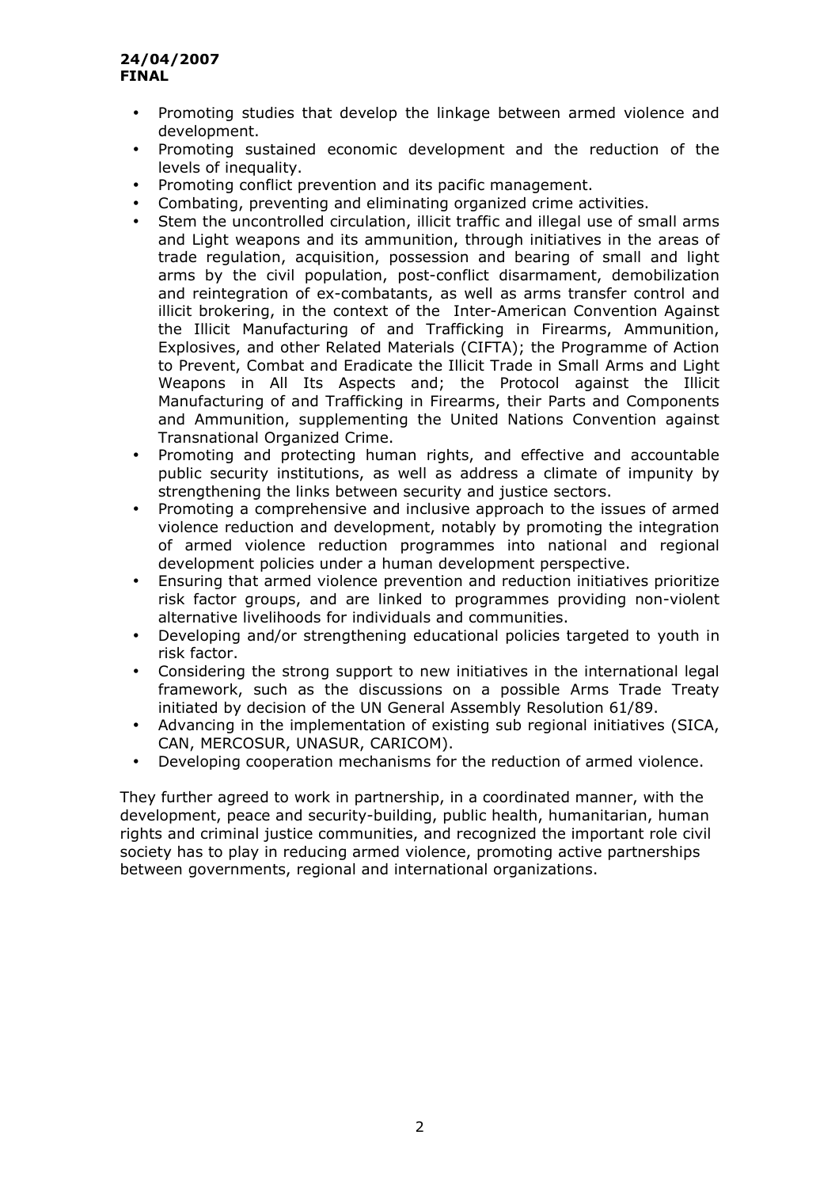- Promoting studies that develop the linkage between armed violence and development.
- Promoting sustained economic development and the reduction of the levels of inequality.
- Promoting conflict prevention and its pacific management.
- Combating, preventing and eliminating organized crime activities.
- Stem the uncontrolled circulation, illicit traffic and illegal use of small arms and Light weapons and its ammunition, through initiatives in the areas of trade regulation, acquisition, possession and bearing of small and light arms by the civil population, post-conflict disarmament, demobilization and reintegration of ex-combatants, as well as arms transfer control and illicit brokering, in the context of the Inter-American Convention Against the Illicit Manufacturing of and Trafficking in Firearms, Ammunition, Explosives, and other Related Materials (CIFTA); the Programme of Action to Prevent, Combat and Eradicate the Illicit Trade in Small Arms and Light Weapons in All Its Aspects and; the Protocol against the Illicit Manufacturing of and Trafficking in Firearms, their Parts and Components and Ammunition, supplementing the United Nations Convention against Transnational Organized Crime.
- Promoting and protecting human rights, and effective and accountable public security institutions, as well as address a climate of impunity by strengthening the links between security and justice sectors.
- Promoting a comprehensive and inclusive approach to the issues of armed violence reduction and development, notably by promoting the integration of armed violence reduction programmes into national and regional development policies under a human development perspective.
- Ensuring that armed violence prevention and reduction initiatives prioritize risk factor groups, and are linked to programmes providing non-violent alternative livelihoods for individuals and communities.
- Developing and/or strengthening educational policies targeted to youth in risk factor.
- Considering the strong support to new initiatives in the international legal framework, such as the discussions on a possible Arms Trade Treaty initiated by decision of the UN General Assembly Resolution 61/89.
- Advancing in the implementation of existing sub regional initiatives (SICA, CAN, MERCOSUR, UNASUR, CARICOM).
- Developing cooperation mechanisms for the reduction of armed violence.

They further agreed to work in partnership, in a coordinated manner, with the development, peace and security-building, public health, humanitarian, human rights and criminal justice communities, and recognized the important role civil society has to play in reducing armed violence, promoting active partnerships between governments, regional and international organizations.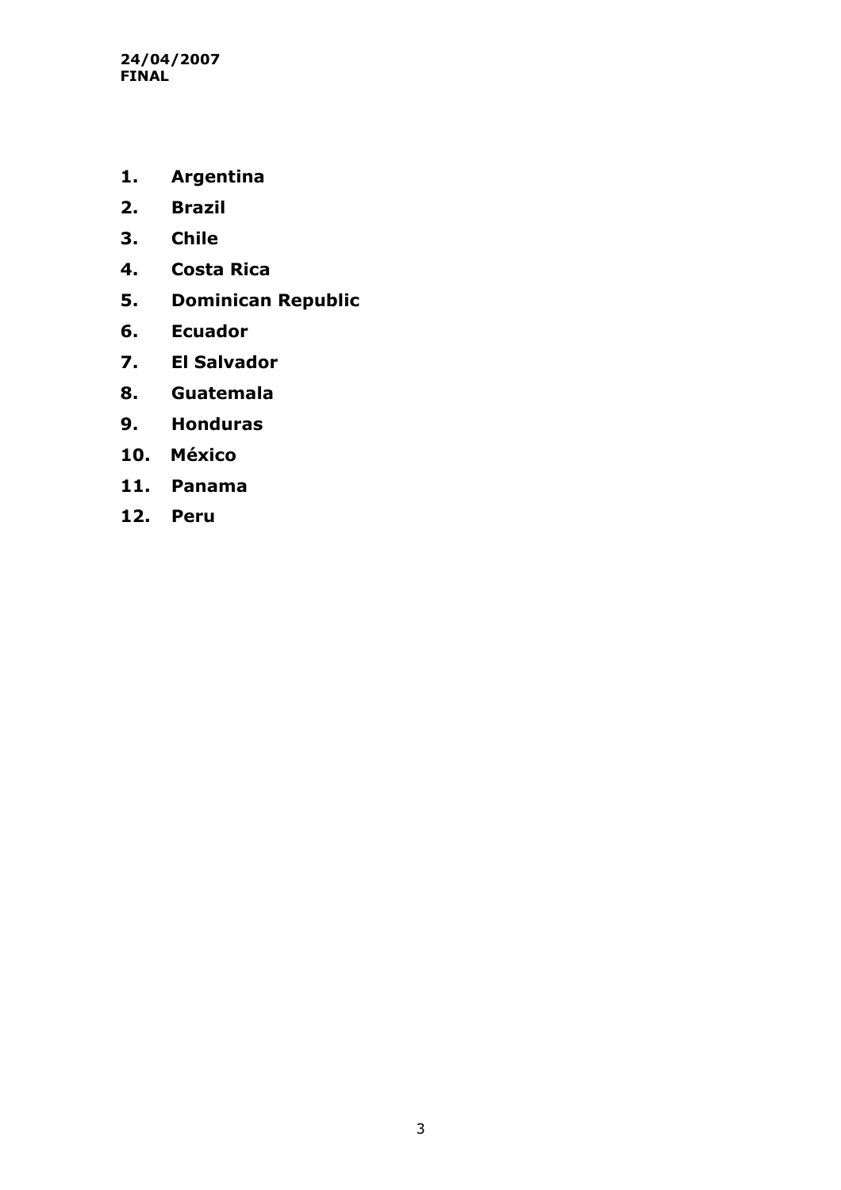**24/04/2007**
**FINAL**

1. **Argentina**
2. **Brazil**
3. **Chile**
4. **Costa Rica**
5. **Dominican Republic**
6. **Ecuador**
7. **El Salvador**
8. **Guatemala**
9. **Honduras**
10. **México**
11. **Panama**
12. **Peru**